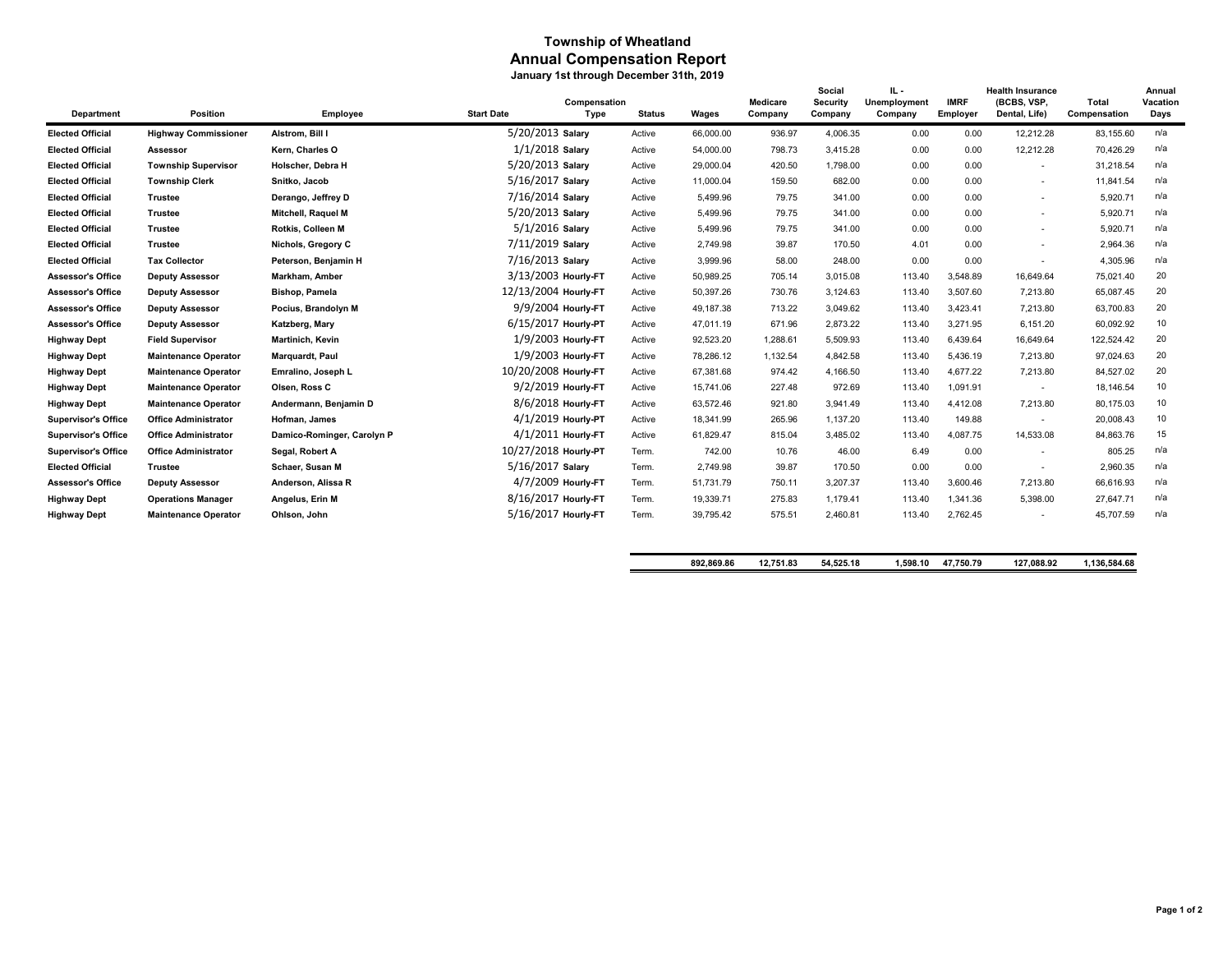# Township of Wheatland

## Annual Compensation Report

**January 1st through December 31th, 2019**

| Department | Position | Employee | Start Date | Compensation Type | Status | Wages | Medicare Company | Social Security Company | IL - Unemployment Company | IMRF Employer | Health Insurance (BCBS, VSP, Dental, Life) | Total Compensation | Annual Vacation Days |
|---|---|---|---|---|---|---|---|---|---|---|---|---|---|
| **Elected Official** | **Highway Commissioner** | **Alstrom, Bill I** | 5/20/2013 | **Salary** | Active | 66,000.00 | 936.97 | 4,006.35 | 0.00 | 0.00 | 12,212.28 | 83,155.60 | n/a |
| **Elected Official** | **Assessor** | **Kern, Charles O** | 1/1/2018 | **Salary** | Active | 54,000.00 | 798.73 | 3,415.28 | 0.00 | 0.00 | 12,212.28 | 70,426.29 | n/a |
| **Elected Official** | **Township Supervisor** | **Holscher, Debra H** | 5/20/2013 | **Salary** | Active | 29,000.04 | 420.50 | 1,798.00 | 0.00 | 0.00 | - | 31,218.54 | n/a |
| **Elected Official** | **Township Clerk** | **Snitko, Jacob** | 5/16/2017 | **Salary** | Active | 11,000.04 | 159.50 | 682.00 | 0.00 | 0.00 | - | 11,841.54 | n/a |
| **Elected Official** | **Trustee** | **Derango, Jeffrey D** | 7/16/2014 | **Salary** | Active | 5,499.96 | 79.75 | 341.00 | 0.00 | 0.00 | - | 5,920.71 | n/a |
| **Elected Official** | **Trustee** | **Mitchell, Raquel M** | 5/20/2013 | **Salary** | Active | 5,499.96 | 79.75 | 341.00 | 0.00 | 0.00 | - | 5,920.71 | n/a |
| **Elected Official** | **Trustee** | **Rotkis, Colleen M** | 5/1/2016 | **Salary** | Active | 5,499.96 | 79.75 | 341.00 | 0.00 | 0.00 | - | 5,920.71 | n/a |
| **Elected Official** | **Trustee** | **Nichols, Gregory C** | 7/11/2019 | **Salary** | Active | 2,749.98 | 39.87 | 170.50 | 4.01 | 0.00 | - | 2,964.36 | n/a |
| **Elected Official** | **Tax Collector** | **Peterson, Benjamin H** | 7/16/2013 | **Salary** | Active | 3,999.96 | 58.00 | 248.00 | 0.00 | 0.00 | - | 4,305.96 | n/a |
| **Assessor's Office** | **Deputy Assessor** | **Markham, Amber** | 3/13/2003 | **Hourly-FT** | Active | 50,989.25 | 705.14 | 3,015.08 | 113.40 | 3,548.89 | 16,649.64 | 75,021.40 | 20 |
| **Assessor's Office** | **Deputy Assessor** | **Bishop, Pamela** | 12/13/2004 | **Hourly-FT** | Active | 50,397.26 | 730.76 | 3,124.63 | 113.40 | 3,507.60 | 7,213.80 | 65,087.45 | 20 |
| **Assessor's Office** | **Deputy Assessor** | **Pocius, Brandolyn M** | 9/9/2004 | **Hourly-FT** | Active | 49,187.38 | 713.22 | 3,049.62 | 113.40 | 3,423.41 | 7,213.80 | 63,700.83 | 20 |
| **Assessor's Office** | **Deputy Assessor** | **Katzberg, Mary** | 6/15/2017 | **Hourly-PT** | Active | 47,011.19 | 671.96 | 2,873.22 | 113.40 | 3,271.95 | 6,151.20 | 60,092.92 | 10 |
| **Highway Dept** | **Field Supervisor** | **Martinich, Kevin** | 1/9/2003 | **Hourly-FT** | Active | 92,523.20 | 1,288.61 | 5,509.93 | 113.40 | 6,439.64 | 16,649.64 | 122,524.42 | 20 |
| **Highway Dept** | **Maintenance Operator** | **Marquardt, Paul** | 1/9/2003 | **Hourly-FT** | Active | 78,286.12 | 1,132.54 | 4,842.58 | 113.40 | 5,436.19 | 7,213.80 | 97,024.63 | 20 |
| **Highway Dept** | **Maintenance Operator** | **Emralino, Joseph L** | 10/20/2008 | **Hourly-FT** | Active | 67,381.68 | 974.42 | 4,166.50 | 113.40 | 4,677.22 | 7,213.80 | 84,527.02 | 20 |
| **Highway Dept** | **Maintenance Operator** | **Olsen, Ross C** | 9/2/2019 | **Hourly-FT** | Active | 15,741.06 | 227.48 | 972.69 | 113.40 | 1,091.91 | - | 18,146.54 | 10 |
| **Highway Dept** | **Maintenance Operator** | **Andermann, Benjamin D** | 8/6/2018 | **Hourly-FT** | Active | 63,572.46 | 921.80 | 3,941.49 | 113.40 | 4,412.08 | 7,213.80 | 80,175.03 | 10 |
| **Supervisor's Office** | **Office Administrator** | **Hofman, James** | 4/1/2019 | **Hourly-PT** | Active | 18,341.99 | 265.96 | 1,137.20 | 113.40 | 149.88 | - | 20,008.43 | 10 |
| **Supervisor's Office** | **Office Administrator** | **Damico-Rominger, Carolyn P** | 4/1/2011 | **Hourly-FT** | Active | 61,829.47 | 815.04 | 3,485.02 | 113.40 | 4,087.75 | 14,533.08 | 84,863.76 | 15 |
| **Supervisor's Office** | **Office Administrator** | **Segal, Robert A** | 10/27/2018 | **Hourly-PT** | Term. | 742.00 | 10.76 | 46.00 | 6.49 | 0.00 | - | 805.25 | n/a |
| **Elected Official** | **Trustee** | **Schaer, Susan M** | 5/16/2017 | **Salary** | Term. | 2,749.98 | 39.87 | 170.50 | 0.00 | 0.00 | - | 2,960.35 | n/a |
| **Assessor's Office** | **Deputy Assessor** | **Anderson, Alissa R** | 4/7/2009 | **Hourly-FT** | Term. | 51,731.79 | 750.11 | 3,207.37 | 113.40 | 3,600.46 | 7,213.80 | 66,616.93 | n/a |
| **Highway Dept** | **Operations Manager** | **Angelus, Erin M** | 8/16/2017 | **Hourly-FT** | Term. | 19,339.71 | 275.83 | 1,179.41 | 113.40 | 1,341.36 | 5,398.00 | 27,647.71 | n/a |
| **Highway Dept** | **Maintenance Operator** | **Ohlson, John** | 5/16/2017 | **Hourly-FT** | Term. | 39,795.42 | 575.51 | 2,460.81 | 113.40 | 2,762.45 | - | 45,707.59 | n/a |
| | | | | | | **892,869.86** | **12,751.83** | **54,525.18** | **1,598.10** | **47,750.79** | **127,088.92** | **1,136,584.68** | |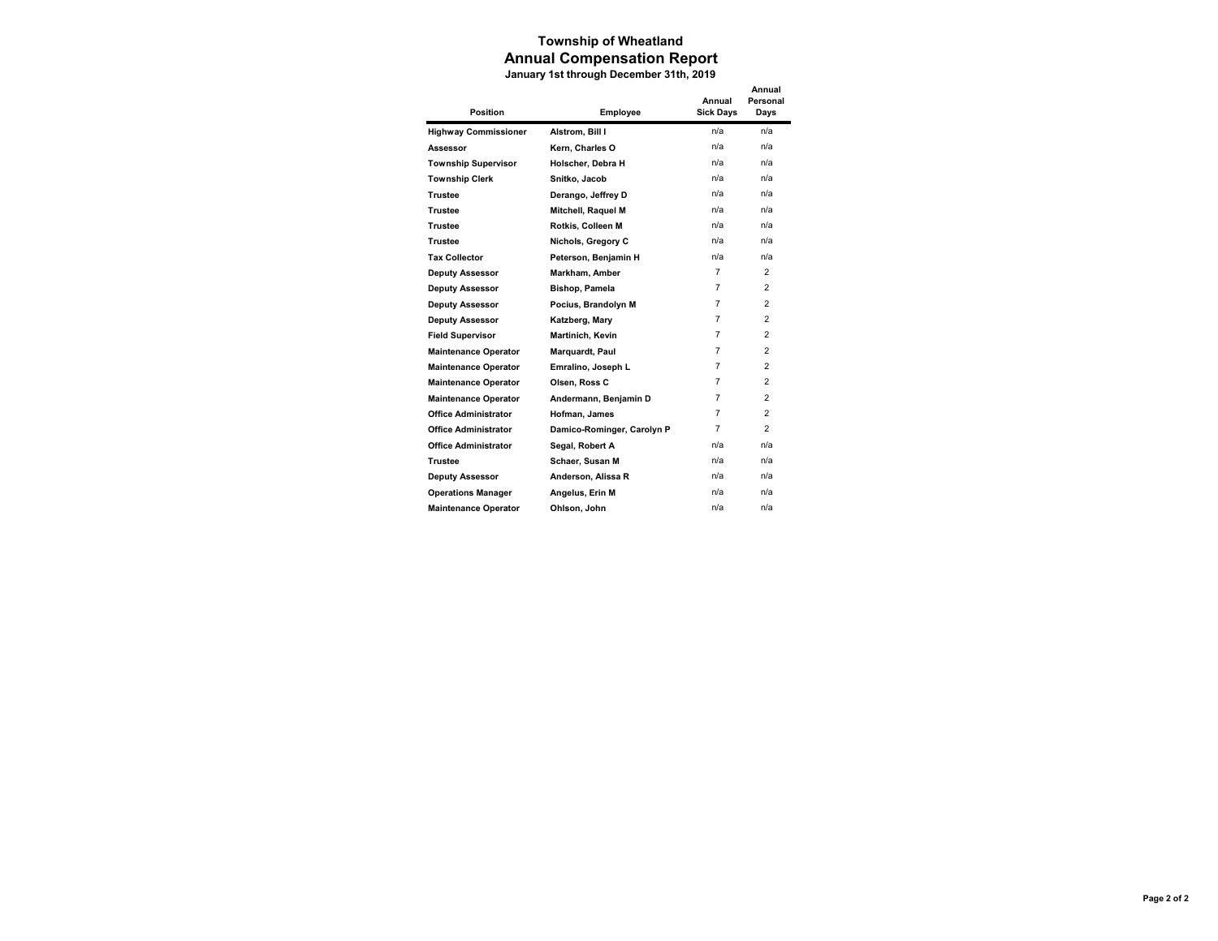# Township of Wheatland

## Annual Compensation Report

**January 1st through December 31th, 2019**

| Position | Employee | Annual Sick Days | Annual Personal Days |
|---|---|---|---|
| Highway Commissioner | Alstrom, Bill I | n/a | n/a |
| Assessor | Kern, Charles O | n/a | n/a |
| Township Supervisor | Holscher, Debra H | n/a | n/a |
| Township Clerk | Snitko, Jacob | n/a | n/a |
| Trustee | Derango, Jeffrey D | n/a | n/a |
| Trustee | Mitchell, Raquel M | n/a | n/a |
| Trustee | Rotkis, Colleen M | n/a | n/a |
| Trustee | Nichols, Gregory C | n/a | n/a |
| Tax Collector | Peterson, Benjamin H | n/a | n/a |
| Deputy Assessor | Markham, Amber | 7 | 2 |
| Deputy Assessor | Bishop, Pamela | 7 | 2 |
| Deputy Assessor | Pocius, Brandolyn M | 7 | 2 |
| Deputy Assessor | Katzberg, Mary | 7 | 2 |
| Field Supervisor | Martinich, Kevin | 7 | 2 |
| Maintenance Operator | Marquardt, Paul | 7 | 2 |
| Maintenance Operator | Emralino, Joseph L | 7 | 2 |
| Maintenance Operator | Olsen, Ross C | 7 | 2 |
| Maintenance Operator | Andermann, Benjamin D | 7 | 2 |
| Office Administrator | Hofman, James | 7 | 2 |
| Office Administrator | Damico-Rominger, Carolyn P | 7 | 2 |
| Office Administrator | Segal, Robert A | n/a | n/a |
| Trustee | Schaer, Susan M | n/a | n/a |
| Deputy Assessor | Anderson, Alissa R | n/a | n/a |
| Operations Manager | Angelus, Erin M | n/a | n/a |
| Maintenance Operator | Ohlson, John | n/a | n/a |